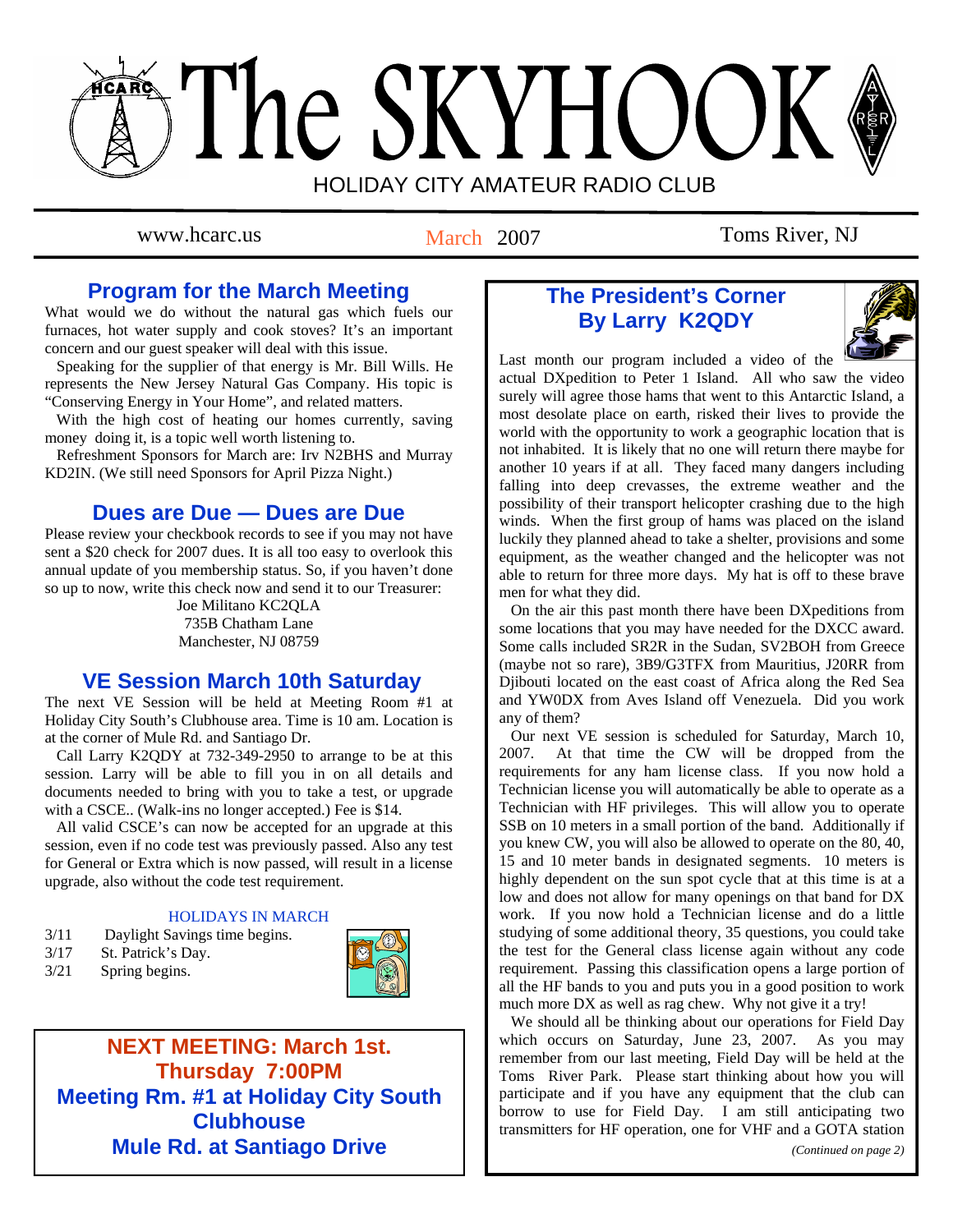# The SKYHOOK

HOLIDAY CITY AMATEUR RADIO CLUB

www.hcarc.us — March 2007 — Toms River, NJ

## Program for the March Meeting

What would we do without the natural gas which fuels our furnaces, hot water supply and cook stoves? It's an important concern and our guest speaker will deal with this issue.

Speaking for the supplier of that energy is Mr. Bill Wills. He represents the New Jersey Natural Gas Company. His topic is "Conserving Energy in Your Home", and related matters.

With the high cost of heating our homes currently, saving money doing it, is a topic well worth listening to.

Refreshment Sponsors for March are: Irv N2BHS and Murray KD2IN. (We still need Sponsors for April Pizza Night.)

## Dues are Due — Dues are Due

Please review your checkbook records to see if you may not have sent a $20 check for 2007 dues. It is all too easy to overlook this annual update of you membership status. So, if you haven't done so up to now, write this check now and send it to our Treasurer:

Joe Militano KC2QLA
735B Chatham Lane
Manchester, NJ 08759

## VE Session March 10th Saturday

The next VE Session will be held at Meeting Room #1 at Holiday City South's Clubhouse area. Time is 10 am. Location is at the corner of Mule Rd. and Santiago Dr.

Call Larry K2QDY at 732-349-2950 to arrange to be at this session. Larry will be able to fill you in on all details and documents needed to bring with you to take a test, or upgrade with a CSCE.. (Walk-ins no longer accepted.) Fee is $14.

All valid CSCE's can now be accepted for an upgrade at this session, even if no code test was previously passed. Also any test for General or Extra which is now passed, will result in a license upgrade, also without the code test requirement.

### HOLIDAYS IN MARCH

- 3/11 Daylight Savings time begins.
- 3/17 St. Patrick's Day.
- 3/21 Spring begins.

**NEXT MEETING: March 1st.**
**Thursday 7:00PM**
**Meeting Rm. #1 at Holiday City South Clubhouse**
**Mule Rd. at Santiago Drive**

## The President's Corner
## By Larry K2QDY

Last month our program included a video of the actual DXpedition to Peter 1 Island. All who saw the video surely will agree those hams that went to this Antarctic Island, a most desolate place on earth, risked their lives to provide the world with the opportunity to work a geographic location that is not inhabited. It is likely that no one will return there maybe for another 10 years if at all. They faced many dangers including falling into deep crevasses, the extreme weather and the possibility of their transport helicopter crashing due to the high winds. When the first group of hams was placed on the island luckily they planned ahead to take a shelter, provisions and some equipment, as the weather changed and the helicopter was not able to return for three more days. My hat is off to these brave men for what they did.

On the air this past month there have been DXpeditions from some locations that you may have needed for the DXCC award. Some calls included SR2R in the Sudan, SV2BOH from Greece (maybe not so rare), 3B9/G3TFX from Mauritius, J20RR from Djibouti located on the east coast of Africa along the Red Sea and YW0DX from Aves Island off Venezuela. Did you work any of them?

Our next VE session is scheduled for Saturday, March 10, 2007. At that time the CW will be dropped from the requirements for any ham license class. If you now hold a Technician license you will automatically be able to operate as a Technician with HF privileges. This will allow you to operate SSB on 10 meters in a small portion of the band. Additionally if you knew CW, you will also be allowed to operate on the 80, 40, 15 and 10 meter bands in designated segments. 10 meters is highly dependent on the sun spot cycle that at this time is at a low and does not allow for many openings on that band for DX work. If you now hold a Technician license and do a little studying of some additional theory, 35 questions, you could take the test for the General class license again without any code requirement. Passing this classification opens a large portion of all the HF bands to you and puts you in a good position to work much more DX as well as rag chew. Why not give it a try!

We should all be thinking about our operations for Field Day which occurs on Saturday, June 23, 2007. As you may remember from our last meeting, Field Day will be held at the Toms River Park. Please start thinking about how you will participate and if you have any equipment that the club can borrow to use for Field Day. I am still anticipating two transmitters for HF operation, one for VHF and a GOTA station

*(Continued on page 2)*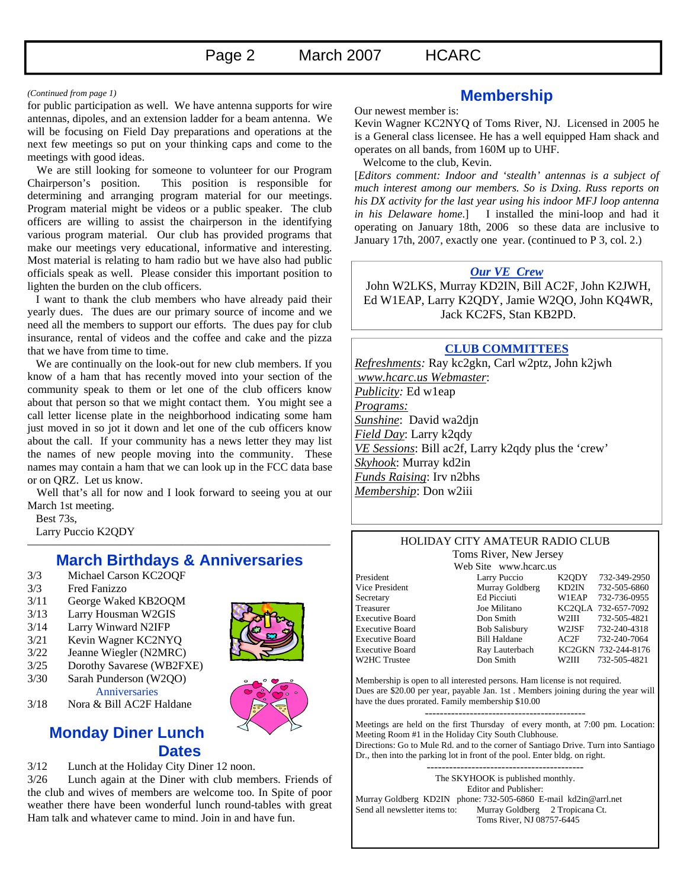*(Continued from page 1)*

for public participation as well. We have antenna supports for wire antennas, dipoles, and an extension ladder for a beam antenna. We will be focusing on Field Day preparations and operations at the next few meetings so put on your thinking caps and come to the meetings with good ideas.

We are still looking for someone to volunteer for our Program Chairperson's position. This position is responsible for determining and arranging program material for our meetings. Program material might be videos or a public speaker. The club officers are willing to assist the chairperson in the identifying various program material. Our club has provided programs that make our meetings very educational, informative and interesting. Most material is relating to ham radio but we have also had public officials speak as well. Please consider this important position to lighten the burden on the club officers.

I want to thank the club members who have already paid their yearly dues. The dues are our primary source of income and we need all the members to support our efforts. The dues pay for club insurance, rental of videos and the coffee and cake and the pizza that we have from time to time.

We are continually on the look-out for new club members. If you know of a ham that has recently moved into your section of the community speak to them or let one of the club officers know about that person so that we might contact them. You might see a call letter license plate in the neighborhood indicating some ham just moved in so jot it down and let one of the cub officers know about the call. If your community has a news letter they may list the names of new people moving into the community. These names may contain a ham that we can look up in the FCC data base or on QRZ. Let us know.

Well that's all for now and I look forward to seeing you at our March 1st meeting.

Best 73s,
Larry Puccio K2QDY

## March Birthdays & Anniversaries

3/3 Michael Carson KC2OQF
3/3 Fred Fanizzo
3/11 George Waked KB2OQM
3/13 Larry Housman W2GIS
3/14 Larry Winward N2IFP
3/21 Kevin Wagner KC2NYQ
3/22 Jeanne Wiegler (N2MRC)
3/25 Dorothy Savarese (WB2FXE)
3/30 Sarah Punderson (W2QO)

Anniversaries

3/18 Nora & Bill AC2F Haldane

## Monday Diner Lunch Dates

3/12 Lunch at the Holiday City Diner 12 noon.
3/26 Lunch again at the Diner with club members. Friends of the club and wives of members are welcome too. In Spite of poor weather there have been wonderful lunch round-tables with great Ham talk and whatever came to mind. Join in and have fun.

## Membership

Our newest member is:
Kevin Wagner KC2NYQ of Toms River, NJ. Licensed in 2005 he is a General class licensee. He has a well equipped Ham shack and operates on all bands, from 160M up to UHF.

Welcome to the club, Kevin.

[*Editors comment: Indoor and 'stealth' antennas is a subject of much interest among our members. So is Dxing. Russ reports on his DX activity for the last year using his indoor MFJ loop antenna in his Delaware home.*] I installed the mini-loop and had it operating on January 18th, 2006 so these data are inclusive to January 17th, 2007, exactly one year. (continued to P 3, col. 2.)

### *Our VE Crew*

John W2LKS, Murray KD2IN, Bill AC2F, John K2JWH, Ed W1EAP, Larry K2QDY, Jamie W2QO, John KQ4WR, Jack KC2FS, Stan KB2PD.

### CLUB COMMITTEES

*Refreshments:* Ray kc2gkn, Carl w2ptz, John k2jwh
*www.hcarc.us Webmaster*:
*Publicity:* Ed w1eap
*Programs:*
*Sunshine*: David wa2djn
*Field Day*: Larry k2qdy
*VE Sessions*: Bill ac2f, Larry k2qdy plus the 'crew'
*Skyhook*: Murray kd2in
*Funds Raising*: Irv n2bhs
*Membership*: Don w2iii

HOLIDAY CITY AMATEUR RADIO CLUB
Toms River, New Jersey
Web Site www.hcarc.us

| | | | |
|---|---|---|---|
| President | Larry Puccio | K2QDY | 732-349-2950 |
| Vice President | Murray Goldberg | KD2IN | 732-505-6860 |
| Secretary | Ed Picciuti | W1EAP | 732-736-0955 |
| Treasurer | Joe Militano | KC2QLA | 732-657-7092 |
| Executive Board | Don Smith | W2III | 732-505-4821 |
| Executive Board | Bob Salisbury | W2JSF | 732-240-4318 |
| Executive Board | Bill Haldane | AC2F | 732-240-7064 |
| Executive Board | Ray Lauterbach | KC2GKN | 732-244-8176 |
| W2HC Trustee | Don Smith | W2III | 732-505-4821 |

Membership is open to all interested persons. Ham license is not required. Dues are $20.00 per year, payable Jan. 1st . Members joining during the year will have the dues prorated. Family membership $10.00

-------------------------------------------

Meetings are held on the first Thursday of every month, at 7:00 pm. Location: Meeting Room #1 in the Holiday City South Clubhouse.
Directions: Go to Mule Rd. and to the corner of Santiago Drive. Turn into Santiago Dr., then into the parking lot in front of the pool. Enter bldg. on right.

-------------------------------------------

The SKYHOOK is published monthly.
Editor and Publisher:
Murray Goldberg KD2IN phone: 732-505-6860 E-mail kd2in@arrl.net
Send all newsletter items to: Murray Goldberg 2 Tropicana Ct.
Toms River, NJ 08757-6445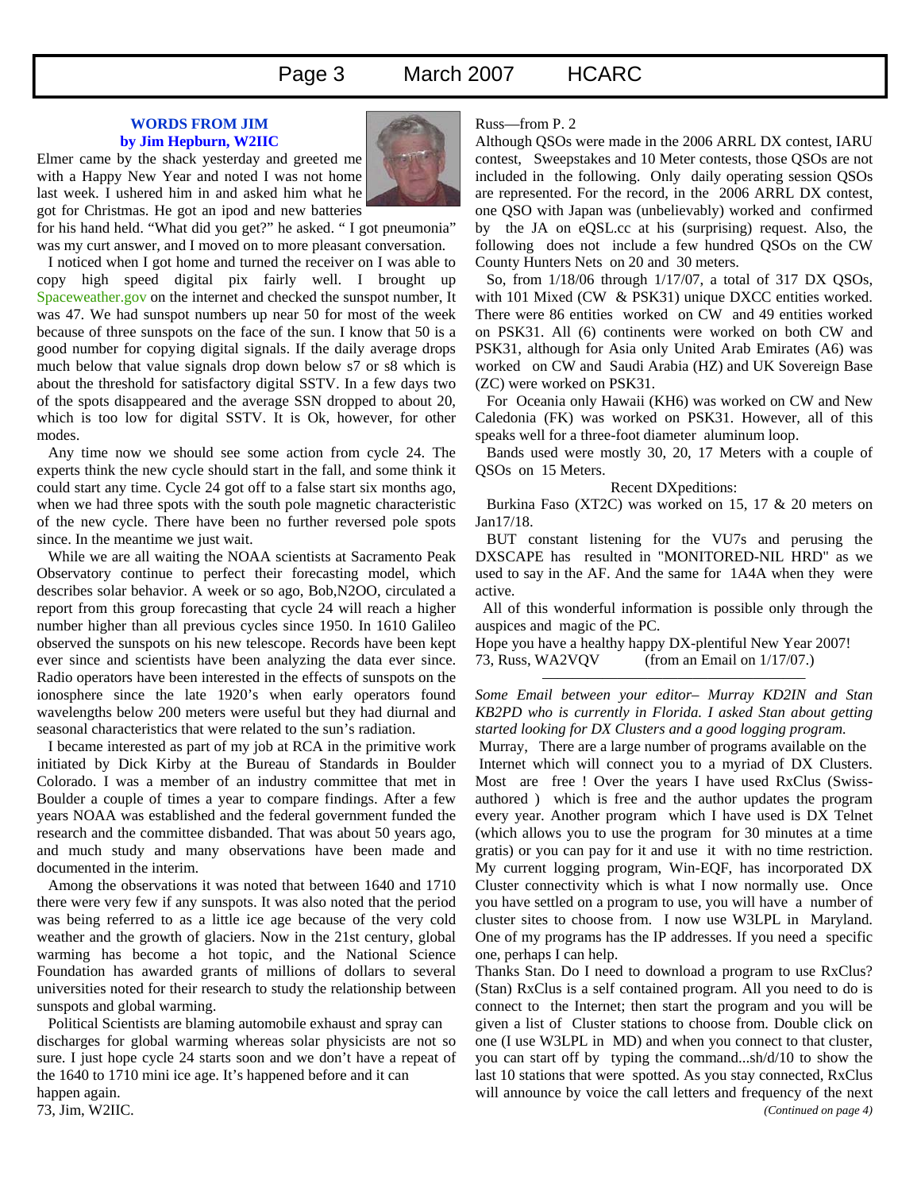## WORDS FROM JIM
### by Jim Hepburn, W2IIC

Elmer came by the shack yesterday and greeted me with a Happy New Year and noted I was not home last week. I ushered him in and asked him what he got for Christmas. He got an ipod and new batteries for his hand held. "What did you get?" he asked. " I got pneumonia" was my curt answer, and I moved on to more pleasant conversation.

I noticed when I got home and turned the receiver on I was able to copy high speed digital pix fairly well. I brought up Spaceweather.gov on the internet and checked the sunspot number, It was 47. We had sunspot numbers up near 50 for most of the week because of three sunspots on the face of the sun. I know that 50 is a good number for copying digital signals. If the daily average drops much below that value signals drop down below s7 or s8 which is about the threshold for satisfactory digital SSTV. In a few days two of the spots disappeared and the average SSN dropped to about 20, which is too low for digital SSTV. It is Ok, however, for other modes.

Any time now we should see some action from cycle 24. The experts think the new cycle should start in the fall, and some think it could start any time. Cycle 24 got off to a false start six months ago, when we had three spots with the south pole magnetic characteristic of the new cycle. There have been no further reversed pole spots since. In the meantime we just wait.

While we are all waiting the NOAA scientists at Sacramento Peak Observatory continue to perfect their forecasting model, which describes solar behavior. A week or so ago, Bob,N2OO, circulated a report from this group forecasting that cycle 24 will reach a higher number higher than all previous cycles since 1950. In 1610 Galileo observed the sunspots on his new telescope. Records have been kept ever since and scientists have been analyzing the data ever since. Radio operators have been interested in the effects of sunspots on the ionosphere since the late 1920's when early operators found wavelengths below 200 meters were useful but they had diurnal and seasonal characteristics that were related to the sun's radiation.

I became interested as part of my job at RCA in the primitive work initiated by Dick Kirby at the Bureau of Standards in Boulder Colorado. I was a member of an industry committee that met in Boulder a couple of times a year to compare findings. After a few years NOAA was established and the federal government funded the research and the committee disbanded. That was about 50 years ago, and much study and many observations have been made and documented in the interim.

Among the observations it was noted that between 1640 and 1710 there were very few if any sunspots. It was also noted that the period was being referred to as a little ice age because of the very cold weather and the growth of glaciers. Now in the 21st century, global warming has become a hot topic, and the National Science Foundation has awarded grants of millions of dollars to several universities noted for their research to study the relationship between sunspots and global warming.

Political Scientists are blaming automobile exhaust and spray can discharges for global warming whereas solar physicists are not so sure. I just hope cycle 24 starts soon and we don't have a repeat of the 1640 to 1710 mini ice age. It's happened before and it can happen again.

73, Jim, W2IIC.

Russ—from P. 2

Although QSOs were made in the 2006 ARRL DX contest, IARU contest, Sweepstakes and 10 Meter contests, those QSOs are not included in the following. Only daily operating session QSOs are represented. For the record, in the 2006 ARRL DX contest, one QSO with Japan was (unbelievably) worked and confirmed by the JA on eQSL.cc at his (surprising) request. Also, the following does not include a few hundred QSOs on the CW County Hunters Nets on 20 and 30 meters.

So, from 1/18/06 through 1/17/07, a total of 317 DX QSOs, with 101 Mixed (CW & PSK31) unique DXCC entities worked. There were 86 entities worked on CW and 49 entities worked on PSK31. All (6) continents were worked on both CW and PSK31, although for Asia only United Arab Emirates (A6) was worked on CW and Saudi Arabia (HZ) and UK Sovereign Base (ZC) were worked on PSK31.

For Oceania only Hawaii (KH6) was worked on CW and New Caledonia (FK) was worked on PSK31. However, all of this speaks well for a three-foot diameter aluminum loop.

Bands used were mostly 30, 20, 17 Meters with a couple of QSOs on 15 Meters.

Recent DXpeditions:

Burkina Faso (XT2C) was worked on 15, 17 & 20 meters on Jan17/18.

BUT constant listening for the VU7s and perusing the DXSCAPE has resulted in "MONITORED-NIL HRD" as we used to say in the AF. And the same for 1A4A when they were active.

All of this wonderful information is possible only through the auspices and magic of the PC.

Hope you have a healthy happy DX-plentiful New Year 2007!
73, Russ, WA2VQV (from an Email on 1/17/07.)

---

*Some Email between your editor– Murray KD2IN and Stan KB2PD who is currently in Florida. I asked Stan about getting started looking for DX Clusters and a good logging program.*

Murray, There are a large number of programs available on the Internet which will connect you to a myriad of DX Clusters. Most are free ! Over the years I have used RxClus (Swiss-authored ) which is free and the author updates the program every year. Another program which I have used is DX Telnet (which allows you to use the program for 30 minutes at a time gratis) or you can pay for it and use it with no time restriction. My current logging program, Win-EQF, has incorporated DX Cluster connectivity which is what I now normally use. Once you have settled on a program to use, you will have a number of cluster sites to choose from. I now use W3LPL in Maryland. One of my programs has the IP addresses. If you need a specific one, perhaps I can help.

Thanks Stan. Do I need to download a program to use RxClus? (Stan) RxClus is a self contained program. All you need to do is connect to the Internet; then start the program and you will be given a list of Cluster stations to choose from. Double click on one (I use W3LPL in MD) and when you connect to that cluster, you can start off by typing the command...sh/d/10 to show the last 10 stations that were spotted. As you stay connected, RxClus will announce by voice the call letters and frequency of the next

*(Continued on page 4)*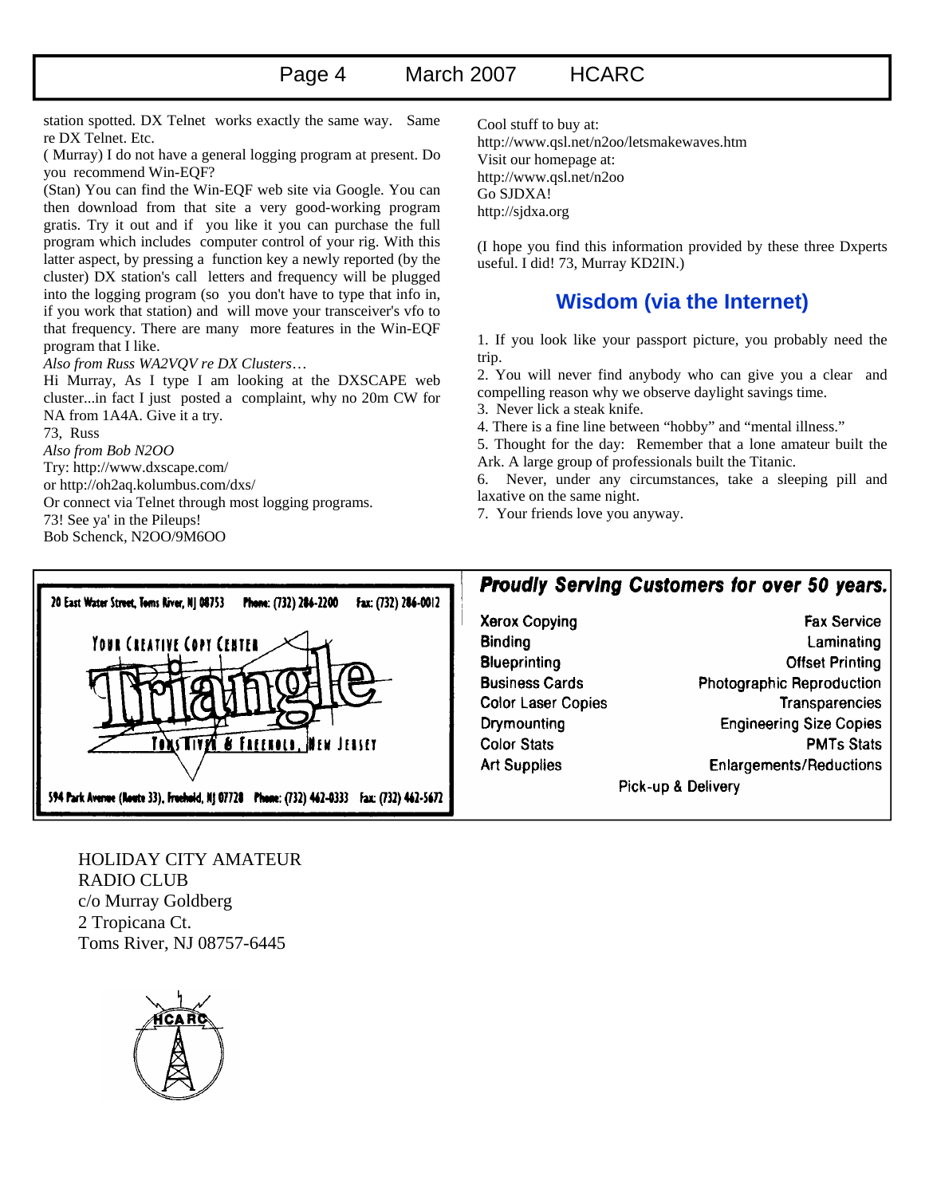station spotted. DX Telnet works exactly the same way. Same re DX Telnet. Etc.

( Murray) I do not have a general logging program at present. Do you recommend Win-EQF?

(Stan) You can find the Win-EQF web site via Google. You can then download from that site a very good-working program gratis. Try it out and if you like it you can purchase the full program which includes computer control of your rig. With this latter aspect, by pressing a function key a newly reported (by the cluster) DX station's call letters and frequency will be plugged into the logging program (so you don't have to type that info in, if you work that station) and will move your transceiver's vfo to that frequency. There are many more features in the Win-EQF program that I like.

*Also from Russ WA2VQV re DX Clusters…*

Hi Murray, As I type I am looking at the DXSCAPE web cluster...in fact I just posted a complaint, why no 20m CW for NA from 1A4A. Give it a try.

73, Russ

*Also from Bob N2OO*

Try: http://www.dxscape.com/

or http://oh2aq.kolumbus.com/dxs/

Or connect via Telnet through most logging programs.

73! See ya' in the Pileups!

Bob Schenck, N2OO/9M6OO

Cool stuff to buy at:
http://www.qsl.net/n2oo/letsmakewaves.htm
Visit our homepage at:
http://www.qsl.net/n2oo
Go SJDXA!
http://sjdxa.org

(I hope you find this information provided by these three Dxperts useful. I did! 73, Murray KD2IN.)

## Wisdom (via the Internet)

1. If you look like your passport picture, you probably need the trip.
2. You will never find anybody who can give you a clear and compelling reason why we observe daylight savings time.
3. Never lick a steak knife.
4. There is a fine line between "hobby" and "mental illness."
5. Thought for the day: Remember that a lone amateur built the Ark. A large group of professionals built the Titanic.
6. Never, under any circumstances, take a sleeping pill and laxative on the same night.
7. Your friends love you anyway.

20 East Water Street, Toms River, NJ 08753 Phone: (732) 286-2200 Fax: (732) 286-0012

YOUR CREATIVE COPY CENTER

**Triangle**

TOMS RIVER & FREEHOLD, NEW JERSEY

594 Park Avenue (Route 33), Freehold, NJ 07728 Phone: (732) 462-0333 Fax: (732) 462-5672

***Proudly Serving Customers for over 50 years.***

| | |
|---|---|
| Xerox Copying | Fax Service |
| Binding | Laminating |
| Blueprinting | Offset Printing |
| Business Cards | Photographic Reproduction |
| Color Laser Copies | Transparencies |
| Drymounting | Engineering Size Copies |
| Color Stats | PMTs Stats |
| Art Supplies | Enlargements/Reductions |

Pick-up & Delivery

HOLIDAY CITY AMATEUR
RADIO CLUB
c/o Murray Goldberg
2 Tropicana Ct.
Toms River, NJ 08757-6445

HCARC